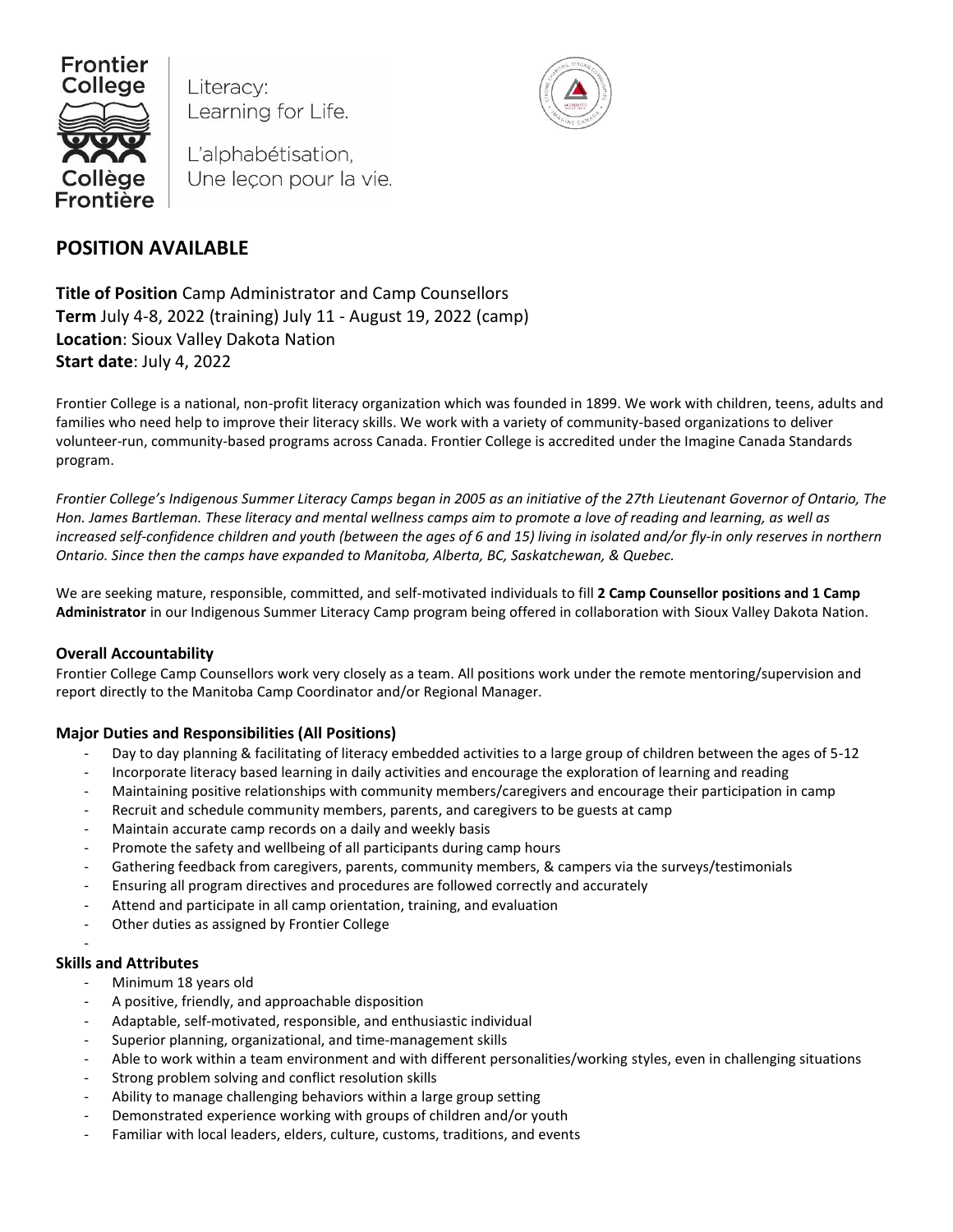Frontier College | Literacy: Learning for Life.

Collège Frontière | L'alphabétisation, Une leçon pour la vie.

## POSITION AVAILABLE

**Title of Position** Camp Administrator and Camp Counsellors
**Term** July 4-8, 2022 (training) July 11 - August 19, 2022 (camp)
**Location**: Sioux Valley Dakota Nation
**Start date**: July 4, 2022

Frontier College is a national, non-profit literacy organization which was founded in 1899. We work with children, teens, adults and families who need help to improve their literacy skills. We work with a variety of community-based organizations to deliver volunteer-run, community-based programs across Canada. Frontier College is accredited under the Imagine Canada Standards program.

*Frontier College's Indigenous Summer Literacy Camps began in 2005 as an initiative of the 27th Lieutenant Governor of Ontario, The Hon. James Bartleman. These literacy and mental wellness camps aim to promote a love of reading and learning, as well as increased self-confidence children and youth (between the ages of 6 and 15) living in isolated and/or fly-in only reserves in northern Ontario. Since then the camps have expanded to Manitoba, Alberta, BC, Saskatchewan, & Quebec.*

We are seeking mature, responsible, committed, and self-motivated individuals to fill **2 Camp Counsellor positions and 1 Camp Administrator** in our Indigenous Summer Literacy Camp program being offered in collaboration with Sioux Valley Dakota Nation.

### Overall Accountability

Frontier College Camp Counsellors work very closely as a team. All positions work under the remote mentoring/supervision and report directly to the Manitoba Camp Coordinator and/or Regional Manager.

### Major Duties and Responsibilities (All Positions)

- Day to day planning & facilitating of literacy embedded activities to a large group of children between the ages of 5-12
- Incorporate literacy based learning in daily activities and encourage the exploration of learning and reading
- Maintaining positive relationships with community members/caregivers and encourage their participation in camp
- Recruit and schedule community members, parents, and caregivers to be guests at camp
- Maintain accurate camp records on a daily and weekly basis
- Promote the safety and wellbeing of all participants during camp hours
- Gathering feedback from caregivers, parents, community members, & campers via the surveys/testimonials
- Ensuring all program directives and procedures are followed correctly and accurately
- Attend and participate in all camp orientation, training, and evaluation
- Other duties as assigned by Frontier College

### Skills and Attributes

- Minimum 18 years old
- A positive, friendly, and approachable disposition
- Adaptable, self-motivated, responsible, and enthusiastic individual
- Superior planning, organizational, and time-management skills
- Able to work within a team environment and with different personalities/working styles, even in challenging situations
- Strong problem solving and conflict resolution skills
- Ability to manage challenging behaviors within a large group setting
- Demonstrated experience working with groups of children and/or youth
- Familiar with local leaders, elders, culture, customs, traditions, and events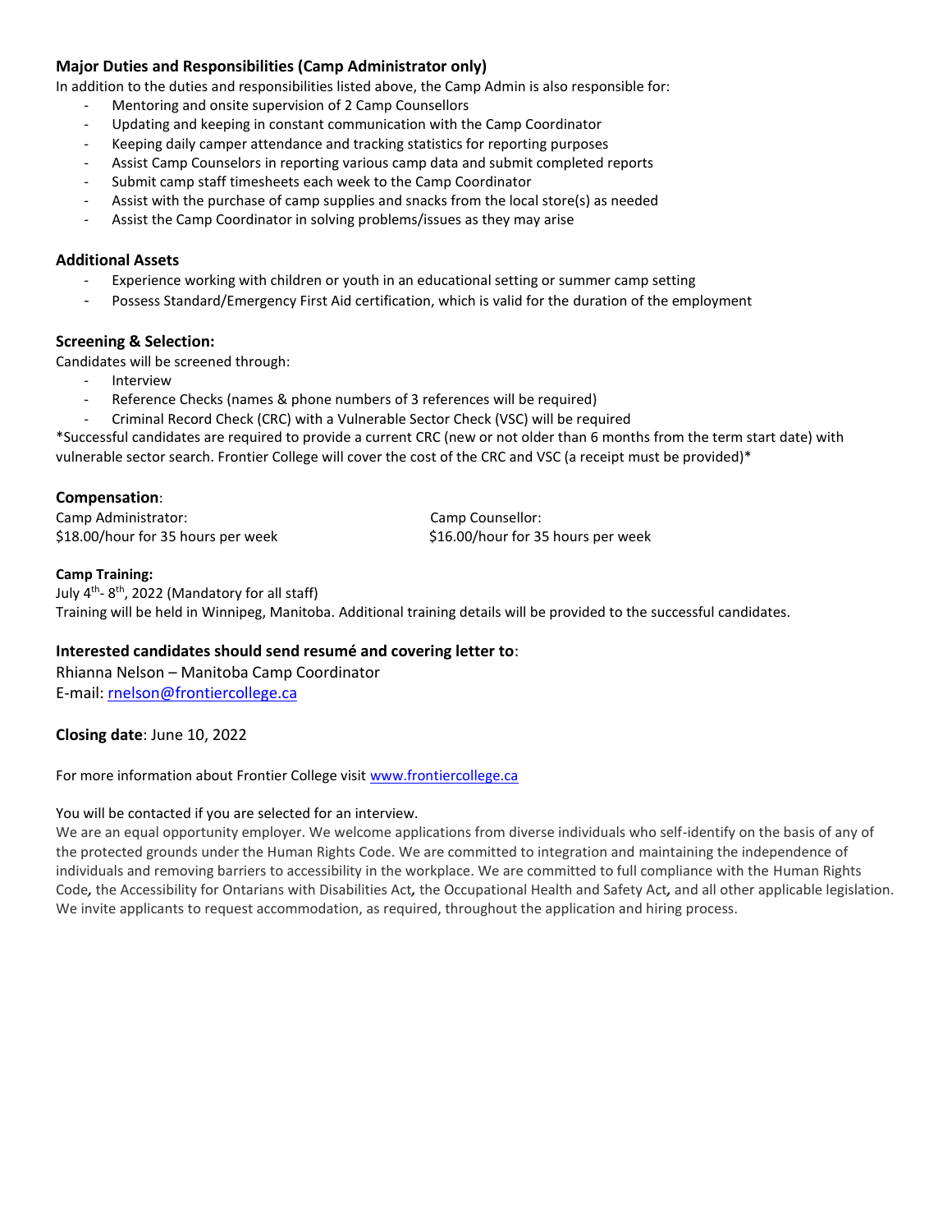### Major Duties and Responsibilities (Camp Administrator only)

In addition to the duties and responsibilities listed above, the Camp Admin is also responsible for:

- Mentoring and onsite supervision of 2 Camp Counsellors
- Updating and keeping in constant communication with the Camp Coordinator
- Keeping daily camper attendance and tracking statistics for reporting purposes
- Assist Camp Counselors in reporting various camp data and submit completed reports
- Submit camp staff timesheets each week to the Camp Coordinator
- Assist with the purchase of camp supplies and snacks from the local store(s) as needed
- Assist the Camp Coordinator in solving problems/issues as they may arise

### Additional Assets

- Experience working with children or youth in an educational setting or summer camp setting
- Possess Standard/Emergency First Aid certification, which is valid for the duration of the employment

### Screening & Selection:

Candidates will be screened through:

- Interview
- Reference Checks (names & phone numbers of 3 references will be required)
- Criminal Record Check (CRC) with a Vulnerable Sector Check (VSC) will be required

*Successful candidates are required to provide a current CRC (new or not older than 6 months from the term start date) with vulnerable sector search. Frontier College will cover the cost of the CRC and VSC (a receipt must be provided)*

### Compensation:

Camp Administrator:
$18.00/hour for 35 hours per week

Camp Counsellor:
$16.00/hour for 35 hours per week

**Camp Training:**

July 4th- 8th, 2022 (Mandatory for all staff)

Training will be held in Winnipeg, Manitoba. Additional training details will be provided to the successful candidates.

### Interested candidates should send resumé and covering letter to:

Rhianna Nelson – Manitoba Camp Coordinator

E-mail: rnelson@frontiercollege.ca

**Closing date**: June 10, 2022

For more information about Frontier College visit www.frontiercollege.ca

You will be contacted if you are selected for an interview.

We are an equal opportunity employer. We welcome applications from diverse individuals who self-identify on the basis of any of the protected grounds under the Human Rights Code. We are committed to integration and maintaining the independence of individuals and removing barriers to accessibility in the workplace. We are committed to full compliance with the Human Rights Code, the Accessibility for Ontarians with Disabilities Act, the Occupational Health and Safety Act, and all other applicable legislation. We invite applicants to request accommodation, as required, throughout the application and hiring process.